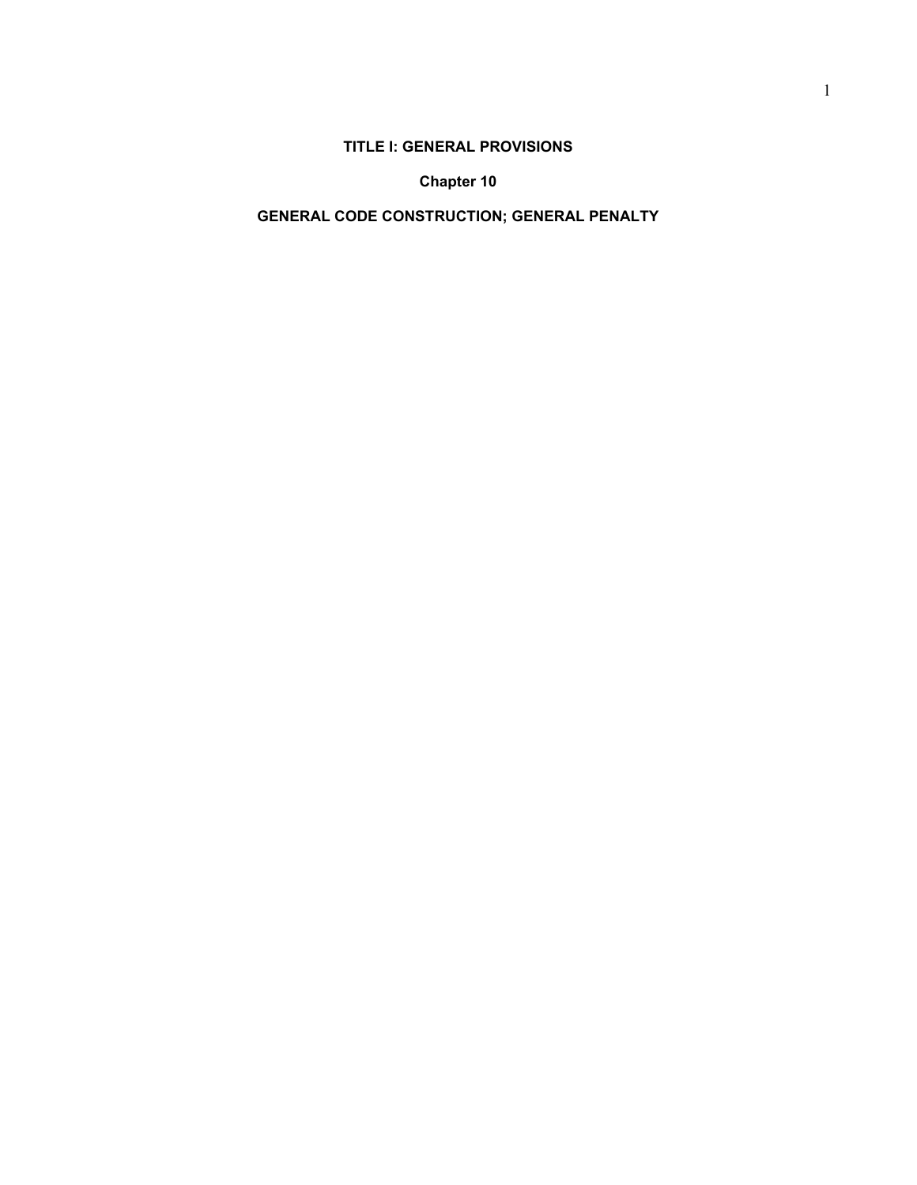# TITLE I: GENERAL PROVISIONS

## Chapter 10

## GENERAL CODE CONSTRUCTION; GENERAL PENALTY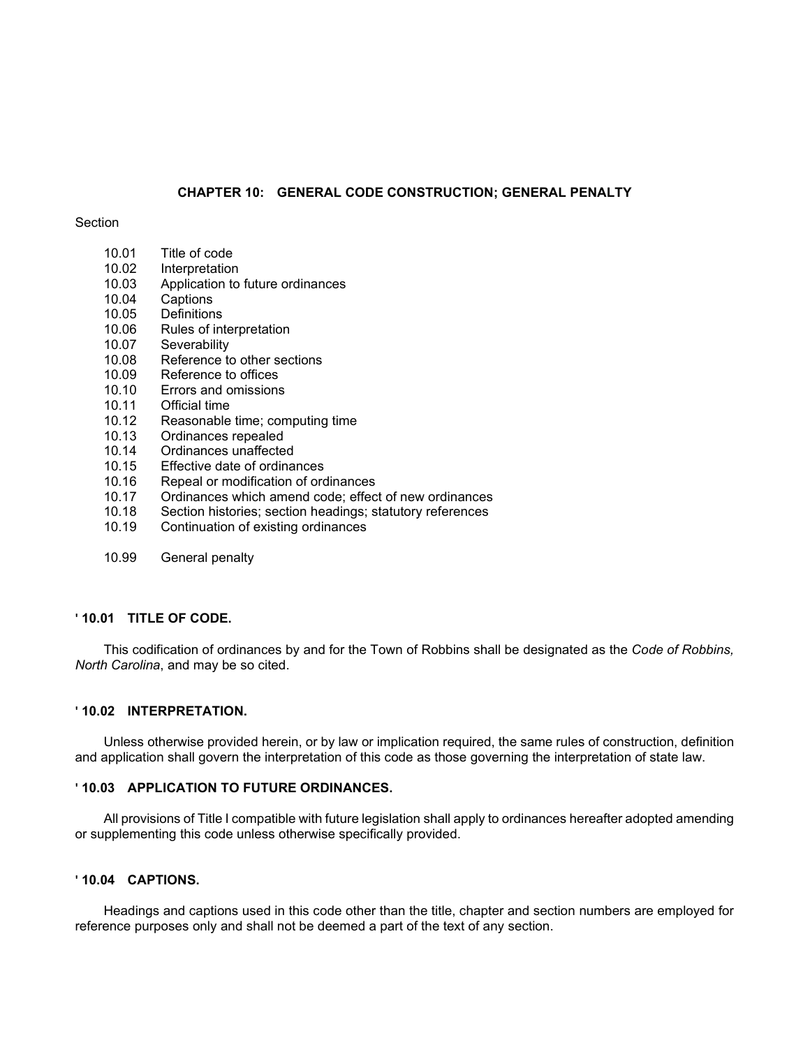## CHAPTER 10: GENERAL CODE CONSTRUCTION; GENERAL PENALTY

Section

10.01 Title of code
10.02 Interpretation
10.03 Application to future ordinances
10.04 Captions
10.05 Definitions
10.06 Rules of interpretation
10.07 Severability
10.08 Reference to other sections
10.09 Reference to offices
10.10 Errors and omissions
10.11 Official time
10.12 Reasonable time; computing time
10.13 Ordinances repealed
10.14 Ordinances unaffected
10.15 Effective date of ordinances
10.16 Repeal or modification of ordinances
10.17 Ordinances which amend code; effect of new ordinances
10.18 Section histories; section headings; statutory references
10.19 Continuation of existing ordinances

10.99 General penalty

### ' 10.01 TITLE OF CODE.

This codification of ordinances by and for the Town of Robbins shall be designated as the *Code of Robbins, North Carolina*, and may be so cited.

### ' 10.02 INTERPRETATION.

Unless otherwise provided herein, or by law or implication required, the same rules of construction, definition and application shall govern the interpretation of this code as those governing the interpretation of state law.

### ' 10.03 APPLICATION TO FUTURE ORDINANCES.

All provisions of Title I compatible with future legislation shall apply to ordinances hereafter adopted amending or supplementing this code unless otherwise specifically provided.

### ' 10.04 CAPTIONS.

Headings and captions used in this code other than the title, chapter and section numbers are employed for reference purposes only and shall not be deemed a part of the text of any section.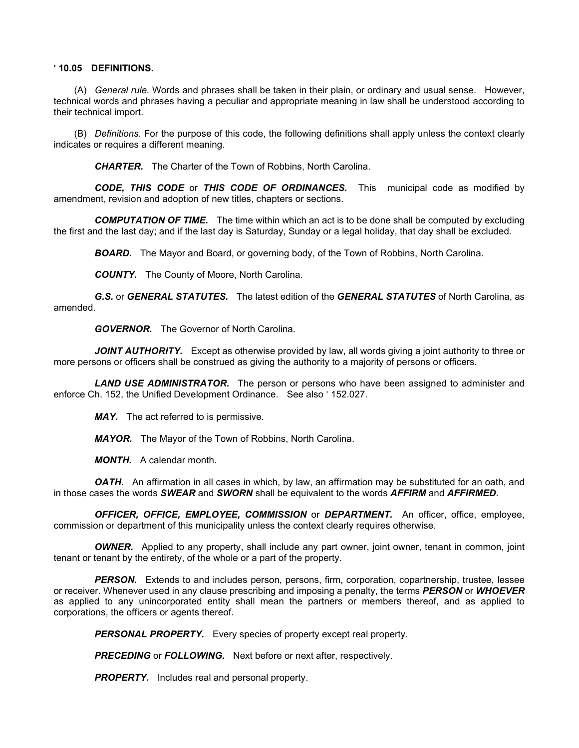**' 10.05 DEFINITIONS.**

(A) *General rule.* Words and phrases shall be taken in their plain, or ordinary and usual sense. However, technical words and phrases having a peculiar and appropriate meaning in law shall be understood according to their technical import.

(B) *Definitions.* For the purpose of this code, the following definitions shall apply unless the context clearly indicates or requires a different meaning.

***CHARTER.*** The Charter of the Town of Robbins, North Carolina.

***CODE, THIS CODE*** or ***THIS CODE OF ORDINANCES.*** This municipal code as modified by amendment, revision and adoption of new titles, chapters or sections.

***COMPUTATION OF TIME.*** The time within which an act is to be done shall be computed by excluding the first and the last day; and if the last day is Saturday, Sunday or a legal holiday, that day shall be excluded.

***BOARD.*** The Mayor and Board, or governing body, of the Town of Robbins, North Carolina.

***COUNTY.*** The County of Moore, North Carolina.

***G.S.*** or ***GENERAL STATUTES.*** The latest edition of the ***GENERAL STATUTES*** of North Carolina, as amended.

***GOVERNOR.*** The Governor of North Carolina.

***JOINT AUTHORITY.*** Except as otherwise provided by law, all words giving a joint authority to three or more persons or officers shall be construed as giving the authority to a majority of persons or officers.

***LAND USE ADMINISTRATOR.*** The person or persons who have been assigned to administer and enforce Ch. 152, the Unified Development Ordinance. See also ' 152.027.

***MAY.*** The act referred to is permissive.

***MAYOR.*** The Mayor of the Town of Robbins, North Carolina.

***MONTH.*** A calendar month.

***OATH.*** An affirmation in all cases in which, by law, an affirmation may be substituted for an oath, and in those cases the words ***SWEAR*** and ***SWORN*** shall be equivalent to the words ***AFFIRM*** and ***AFFIRMED***.

***OFFICER, OFFICE, EMPLOYEE, COMMISSION*** or ***DEPARTMENT.*** An officer, office, employee, commission or department of this municipality unless the context clearly requires otherwise.

***OWNER.*** Applied to any property, shall include any part owner, joint owner, tenant in common, joint tenant or tenant by the entirety, of the whole or a part of the property.

***PERSON.*** Extends to and includes person, persons, firm, corporation, copartnership, trustee, lessee or receiver. Whenever used in any clause prescribing and imposing a penalty, the terms ***PERSON*** or ***WHOEVER*** as applied to any unincorporated entity shall mean the partners or members thereof, and as applied to corporations, the officers or agents thereof.

***PERSONAL PROPERTY.*** Every species of property except real property.

***PRECEDING*** or ***FOLLOWING.*** Next before or next after, respectively.

***PROPERTY.*** Includes real and personal property.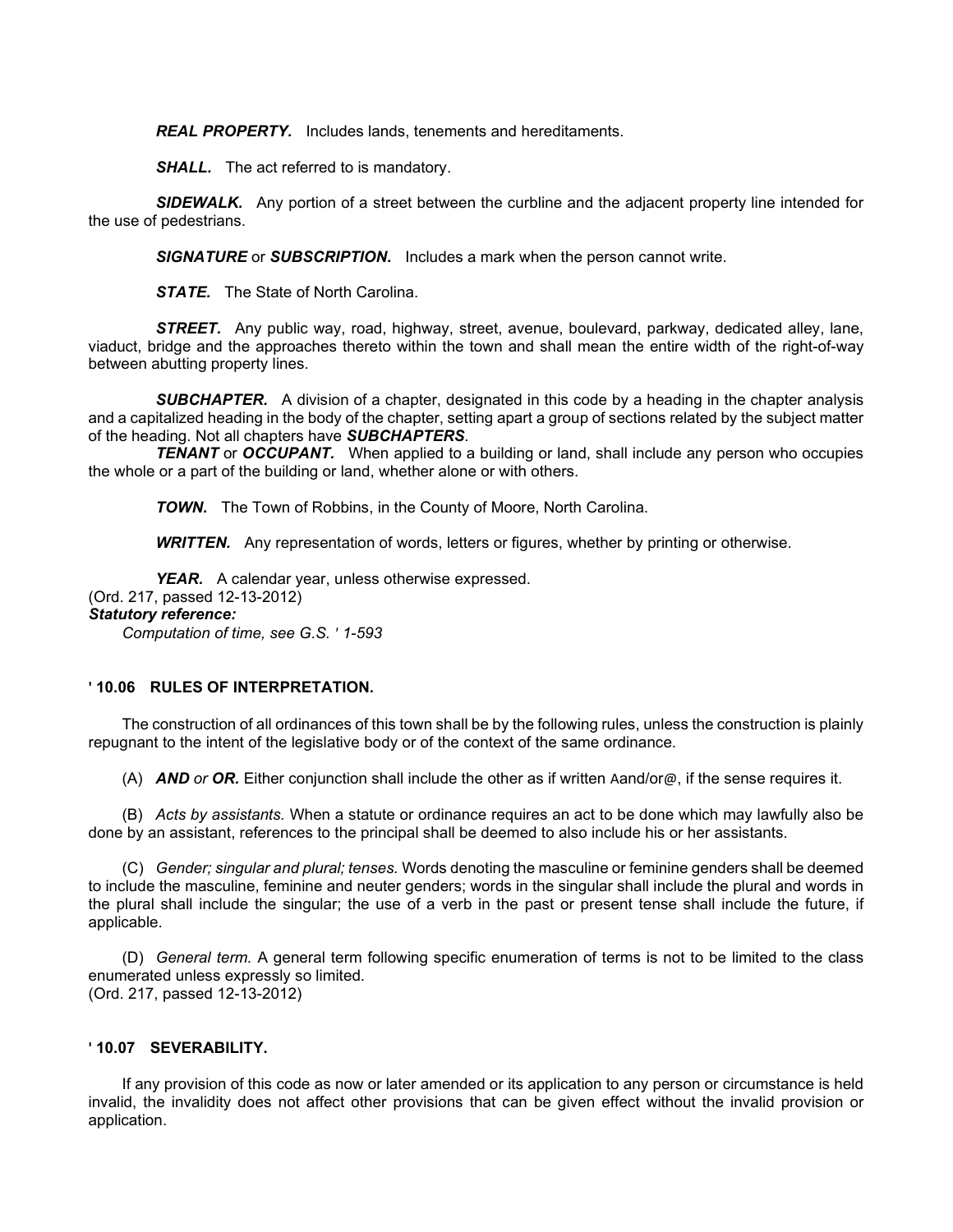***REAL PROPERTY.*** Includes lands, tenements and hereditaments.

***SHALL.*** The act referred to is mandatory.

***SIDEWALK.*** Any portion of a street between the curbline and the adjacent property line intended for the use of pedestrians.

***SIGNATURE*** or ***SUBSCRIPTION.*** Includes a mark when the person cannot write.

***STATE.*** The State of North Carolina.

***STREET.*** Any public way, road, highway, street, avenue, boulevard, parkway, dedicated alley, lane, viaduct, bridge and the approaches thereto within the town and shall mean the entire width of the right-of-way between abutting property lines.

***SUBCHAPTER.*** A division of a chapter, designated in this code by a heading in the chapter analysis and a capitalized heading in the body of the chapter, setting apart a group of sections related by the subject matter of the heading. Not all chapters have ***SUBCHAPTERS***.

***TENANT*** or ***OCCUPANT.*** When applied to a building or land, shall include any person who occupies the whole or a part of the building or land, whether alone or with others.

***TOWN.*** The Town of Robbins, in the County of Moore, North Carolina.

***WRITTEN.*** Any representation of words, letters or figures, whether by printing or otherwise.

***YEAR.*** A calendar year, unless otherwise expressed.
(Ord. 217, passed 12-13-2012)
***Statutory reference:***
*Computation of time, see G.S. ' 1-593*

### ' 10.06 RULES OF INTERPRETATION.

The construction of all ordinances of this town shall be by the following rules, unless the construction is plainly repugnant to the intent of the legislative body or of the context of the same ordinance.

(A) ***AND*** *or* ***OR.*** Either conjunction shall include the other as if written Aand/or@, if the sense requires it.

(B) *Acts by assistants.* When a statute or ordinance requires an act to be done which may lawfully also be done by an assistant, references to the principal shall be deemed to also include his or her assistants.

(C) *Gender; singular and plural; tenses.* Words denoting the masculine or feminine genders shall be deemed to include the masculine, feminine and neuter genders; words in the singular shall include the plural and words in the plural shall include the singular; the use of a verb in the past or present tense shall include the future, if applicable.

(D) *General term.* A general term following specific enumeration of terms is not to be limited to the class enumerated unless expressly so limited.
(Ord. 217, passed 12-13-2012)

### ' 10.07 SEVERABILITY.

If any provision of this code as now or later amended or its application to any person or circumstance is held invalid, the invalidity does not affect other provisions that can be given effect without the invalid provision or application.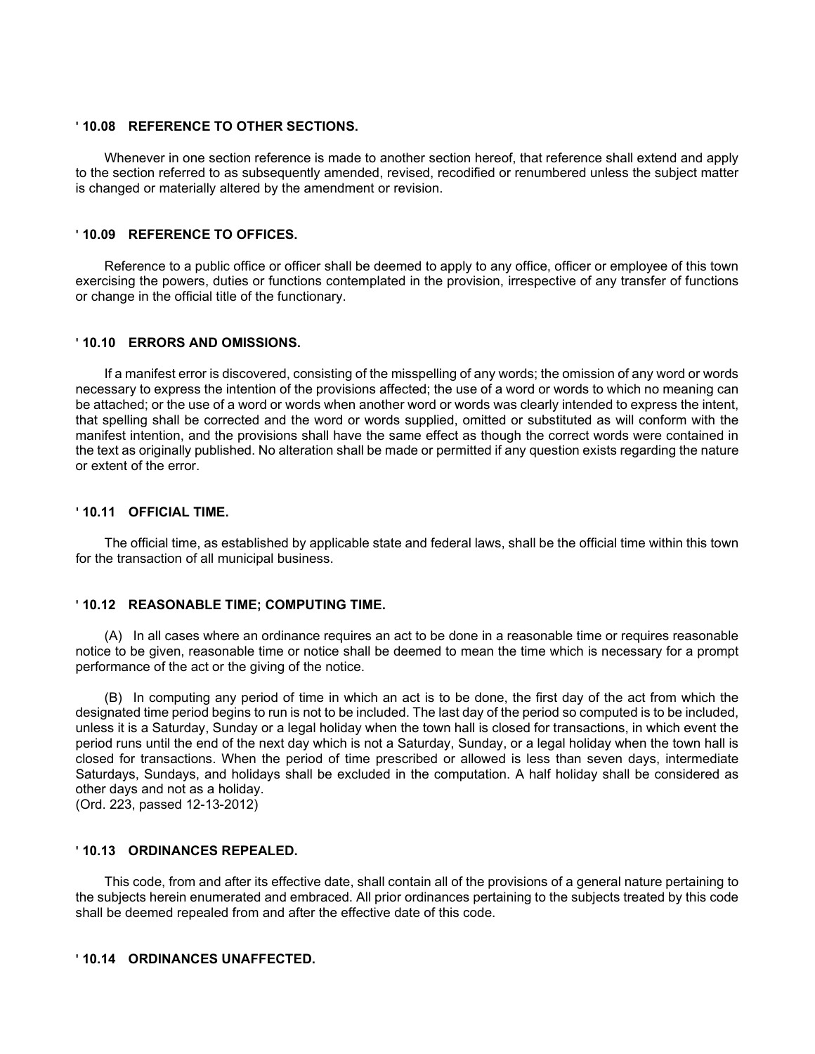### ' 10.08 REFERENCE TO OTHER SECTIONS.

Whenever in one section reference is made to another section hereof, that reference shall extend and apply to the section referred to as subsequently amended, revised, recodified or renumbered unless the subject matter is changed or materially altered by the amendment or revision.

### ' 10.09 REFERENCE TO OFFICES.

Reference to a public office or officer shall be deemed to apply to any office, officer or employee of this town exercising the powers, duties or functions contemplated in the provision, irrespective of any transfer of functions or change in the official title of the functionary.

### ' 10.10 ERRORS AND OMISSIONS.

If a manifest error is discovered, consisting of the misspelling of any words; the omission of any word or words necessary to express the intention of the provisions affected; the use of a word or words to which no meaning can be attached; or the use of a word or words when another word or words was clearly intended to express the intent, that spelling shall be corrected and the word or words supplied, omitted or substituted as will conform with the manifest intention, and the provisions shall have the same effect as though the correct words were contained in the text as originally published. No alteration shall be made or permitted if any question exists regarding the nature or extent of the error.

### ' 10.11 OFFICIAL TIME.

The official time, as established by applicable state and federal laws, shall be the official time within this town for the transaction of all municipal business.

### ' 10.12 REASONABLE TIME; COMPUTING TIME.

(A) In all cases where an ordinance requires an act to be done in a reasonable time or requires reasonable notice to be given, reasonable time or notice shall be deemed to mean the time which is necessary for a prompt performance of the act or the giving of the notice.

(B) In computing any period of time in which an act is to be done, the first day of the act from which the designated time period begins to run is not to be included. The last day of the period so computed is to be included, unless it is a Saturday, Sunday or a legal holiday when the town hall is closed for transactions, in which event the period runs until the end of the next day which is not a Saturday, Sunday, or a legal holiday when the town hall is closed for transactions. When the period of time prescribed or allowed is less than seven days, intermediate Saturdays, Sundays, and holidays shall be excluded in the computation. A half holiday shall be considered as other days and not as a holiday.
(Ord. 223, passed 12-13-2012)

### ' 10.13 ORDINANCES REPEALED.

This code, from and after its effective date, shall contain all of the provisions of a general nature pertaining to the subjects herein enumerated and embraced. All prior ordinances pertaining to the subjects treated by this code shall be deemed repealed from and after the effective date of this code.

### ' 10.14 ORDINANCES UNAFFECTED.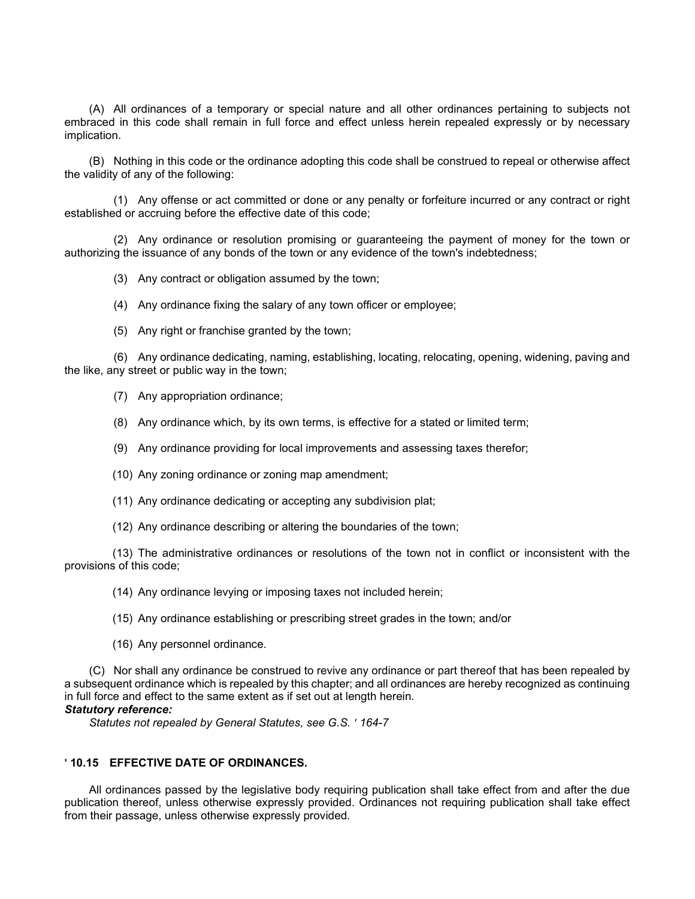(A) All ordinances of a temporary or special nature and all other ordinances pertaining to subjects not embraced in this code shall remain in full force and effect unless herein repealed expressly or by necessary implication.

(B) Nothing in this code or the ordinance adopting this code shall be construed to repeal or otherwise affect the validity of any of the following:

(1) Any offense or act committed or done or any penalty or forfeiture incurred or any contract or right established or accruing before the effective date of this code;

(2) Any ordinance or resolution promising or guaranteeing the payment of money for the town or authorizing the issuance of any bonds of the town or any evidence of the town's indebtedness;

(3) Any contract or obligation assumed by the town;

(4) Any ordinance fixing the salary of any town officer or employee;

(5) Any right or franchise granted by the town;

(6) Any ordinance dedicating, naming, establishing, locating, relocating, opening, widening, paving and the like, any street or public way in the town;

(7) Any appropriation ordinance;

(8) Any ordinance which, by its own terms, is effective for a stated or limited term;

(9) Any ordinance providing for local improvements and assessing taxes therefor;

(10) Any zoning ordinance or zoning map amendment;

(11) Any ordinance dedicating or accepting any subdivision plat;

(12) Any ordinance describing or altering the boundaries of the town;

(13) The administrative ordinances or resolutions of the town not in conflict or inconsistent with the provisions of this code;

(14) Any ordinance levying or imposing taxes not included herein;

(15) Any ordinance establishing or prescribing street grades in the town; and/or

(16) Any personnel ordinance.

(C) Nor shall any ordinance be construed to revive any ordinance or part thereof that has been repealed by a subsequent ordinance which is repealed by this chapter; and all ordinances are hereby recognized as continuing in full force and effect to the same extent as if set out at length herein.

***Statutory reference:***

*Statutes not repealed by General Statutes, see G.S. ' 164-7*

### ' 10.15 EFFECTIVE DATE OF ORDINANCES.

All ordinances passed by the legislative body requiring publication shall take effect from and after the due publication thereof, unless otherwise expressly provided. Ordinances not requiring publication shall take effect from their passage, unless otherwise expressly provided.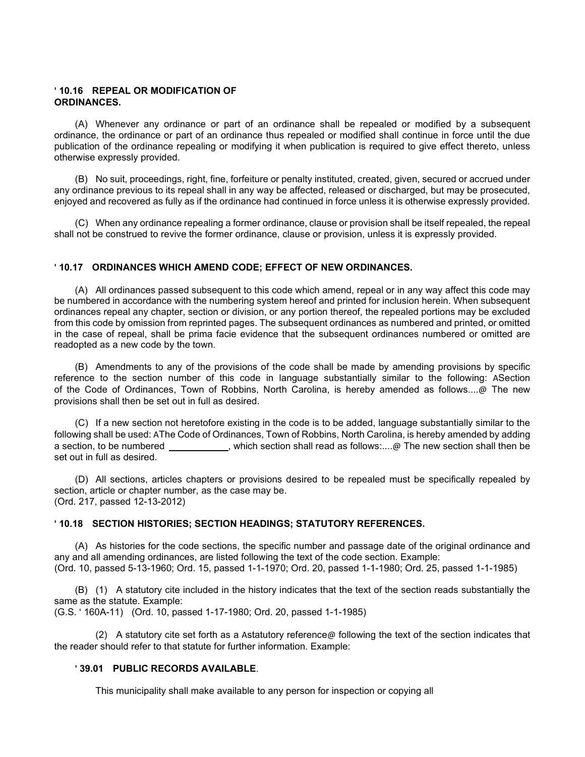**' 10.16 REPEAL OR MODIFICATION OF ORDINANCES.**

(A) Whenever any ordinance or part of an ordinance shall be repealed or modified by a subsequent ordinance, the ordinance or part of an ordinance thus repealed or modified shall continue in force until the due publication of the ordinance repealing or modifying it when publication is required to give effect thereto, unless otherwise expressly provided.

(B) No suit, proceedings, right, fine, forfeiture or penalty instituted, created, given, secured or accrued under any ordinance previous to its repeal shall in any way be affected, released or discharged, but may be prosecuted, enjoyed and recovered as fully as if the ordinance had continued in force unless it is otherwise expressly provided.

(C) When any ordinance repealing a former ordinance, clause or provision shall be itself repealed, the repeal shall not be construed to revive the former ordinance, clause or provision, unless it is expressly provided.

**' 10.17 ORDINANCES WHICH AMEND CODE; EFFECT OF NEW ORDINANCES.**

(A) All ordinances passed subsequent to this code which amend, repeal or in any way affect this code may be numbered in accordance with the numbering system hereof and printed for inclusion herein. When subsequent ordinances repeal any chapter, section or division, or any portion thereof, the repealed portions may be excluded from this code by omission from reprinted pages. The subsequent ordinances as numbered and printed, or omitted in the case of repeal, shall be prima facie evidence that the subsequent ordinances numbered or omitted are readopted as a new code by the town.

(B) Amendments to any of the provisions of the code shall be made by amending provisions by specific reference to the section number of this code in language substantially similar to the following: ASection of the Code of Ordinances, Town of Robbins, North Carolina, is hereby amended as follows....@ The new provisions shall then be set out in full as desired.

(C) If a new section not heretofore existing in the code is to be added, language substantially similar to the following shall be used: AThe Code of Ordinances, Town of Robbins, North Carolina, is hereby amended by adding a section, to be numbered ____________, which section shall read as follows:....@ The new section shall then be set out in full as desired.

(D) All sections, articles chapters or provisions desired to be repealed must be specifically repealed by section, article or chapter number, as the case may be.
(Ord. 217, passed 12-13-2012)

**' 10.18 SECTION HISTORIES; SECTION HEADINGS; STATUTORY REFERENCES.**

(A) As histories for the code sections, the specific number and passage date of the original ordinance and any and all amending ordinances, are listed following the text of the code section. Example:
(Ord. 10, passed 5-13-1960; Ord. 15, passed 1-1-1970; Ord. 20, passed 1-1-1980; Ord. 25, passed 1-1-1985)

(B) (1) A statutory cite included in the history indicates that the text of the section reads substantially the same as the statute. Example:
(G.S. ' 160A-11) (Ord. 10, passed 1-17-1980; Ord. 20, passed 1-1-1985)

(2) A statutory cite set forth as a Astatutory reference@ following the text of the section indicates that the reader should refer to that statute for further information. Example:

**' 39.01 PUBLIC RECORDS AVAILABLE**.

This municipality shall make available to any person for inspection or copying all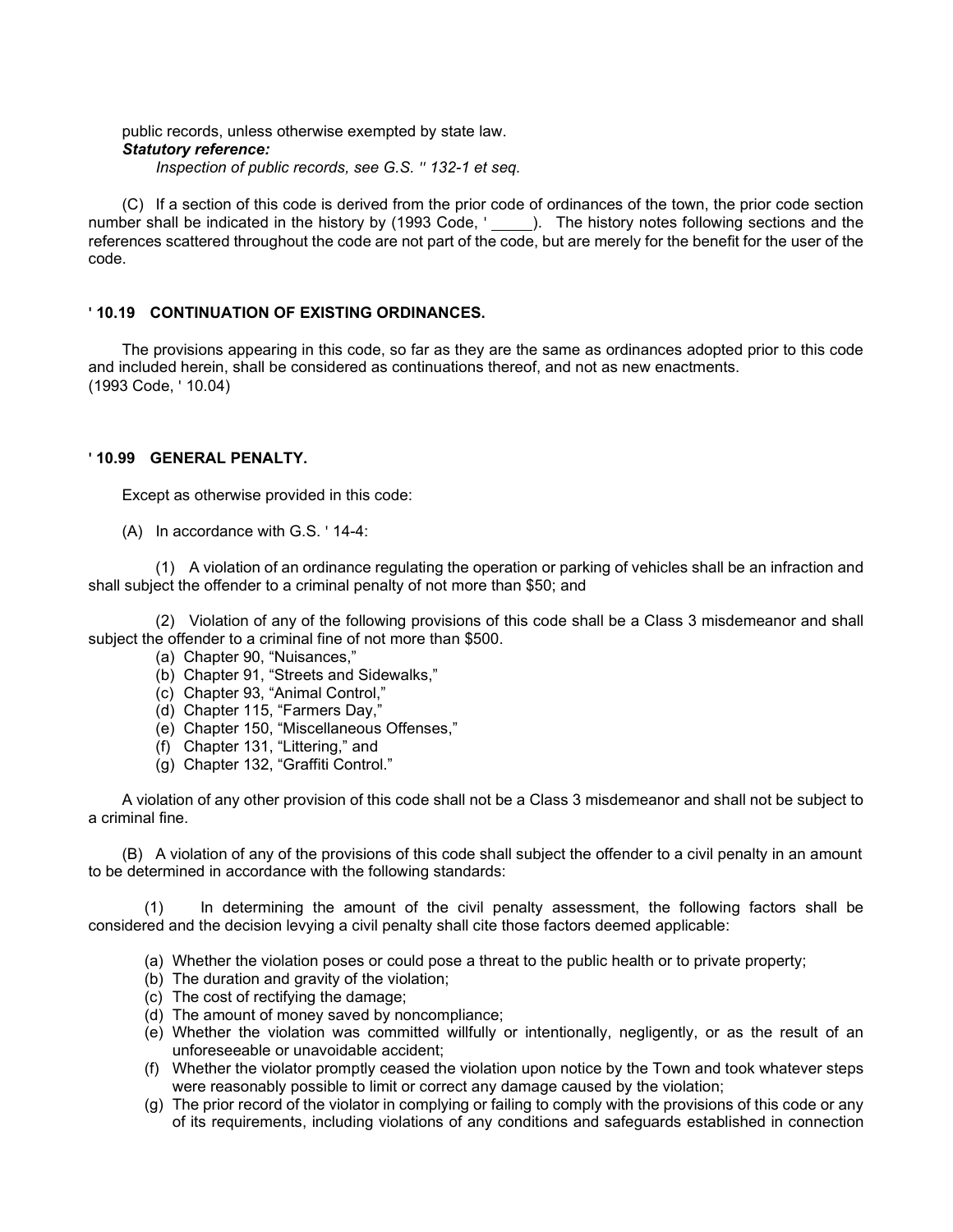public records, unless otherwise exempted by state law.

***Statutory reference:***

*Inspection of public records, see G.S. '' 132-1 et seq.*

(C) If a section of this code is derived from the prior code of ordinances of the town, the prior code section number shall be indicated in the history by (1993 Code, ' _____). The history notes following sections and the references scattered throughout the code are not part of the code, but are merely for the benefit for the user of the code.

### ' 10.19 CONTINUATION OF EXISTING ORDINANCES.

The provisions appearing in this code, so far as they are the same as ordinances adopted prior to this code and included herein, shall be considered as continuations thereof, and not as new enactments.
(1993 Code, ' 10.04)

### ' 10.99 GENERAL PENALTY.

Except as otherwise provided in this code:

(A) In accordance with G.S. ' 14-4:

(1) A violation of an ordinance regulating the operation or parking of vehicles shall be an infraction and shall subject the offender to a criminal penalty of not more than $50; and

(2) Violation of any of the following provisions of this code shall be a Class 3 misdemeanor and shall subject the offender to a criminal fine of not more than $500.

(a) Chapter 90, "Nuisances,"
(b) Chapter 91, "Streets and Sidewalks,"
(c) Chapter 93, "Animal Control,"
(d) Chapter 115, "Farmers Day,"
(e) Chapter 150, "Miscellaneous Offenses,"
(f) Chapter 131, "Littering," and
(g) Chapter 132, "Graffiti Control."

A violation of any other provision of this code shall not be a Class 3 misdemeanor and shall not be subject to a criminal fine.

(B) A violation of any of the provisions of this code shall subject the offender to a civil penalty in an amount to be determined in accordance with the following standards:

(1) In determining the amount of the civil penalty assessment, the following factors shall be considered and the decision levying a civil penalty shall cite those factors deemed applicable:

(a) Whether the violation poses or could pose a threat to the public health or to private property;
(b) The duration and gravity of the violation;
(c) The cost of rectifying the damage;
(d) The amount of money saved by noncompliance;
(e) Whether the violation was committed willfully or intentionally, negligently, or as the result of an unforeseeable or unavoidable accident;
(f) Whether the violator promptly ceased the violation upon notice by the Town and took whatever steps were reasonably possible to limit or correct any damage caused by the violation;
(g) The prior record of the violator in complying or failing to comply with the provisions of this code or any of its requirements, including violations of any conditions and safeguards established in connection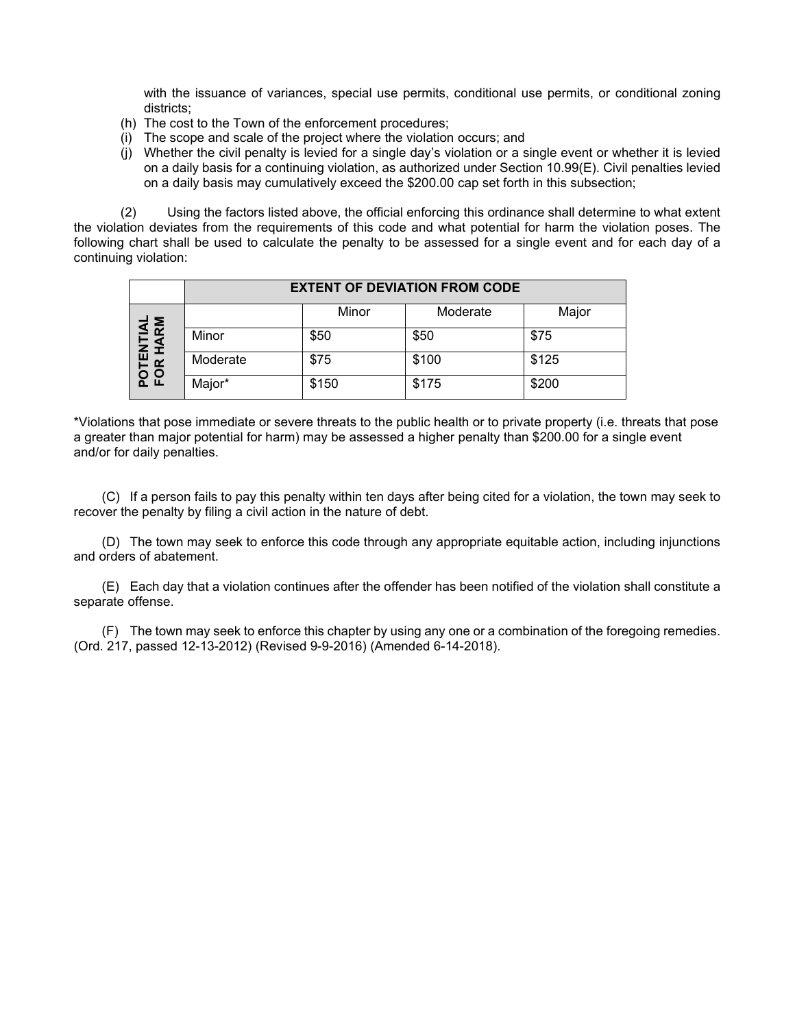with the issuance of variances, special use permits, conditional use permits, or conditional zoning districts;

(h) The cost to the Town of the enforcement procedures;
(i) The scope and scale of the project where the violation occurs; and
(j) Whether the civil penalty is levied for a single day's violation or a single event or whether it is levied on a daily basis for a continuing violation, as authorized under Section 10.99(E). Civil penalties levied on a daily basis may cumulatively exceed the $200.00 cap set forth in this subsection;

(2) Using the factors listed above, the official enforcing this ordinance shall determine to what extent the violation deviates from the requirements of this code and what potential for harm the violation poses. The following chart shall be used to calculate the penalty to be assessed for a single event and for each day of a continuing violation:

| | | **EXTENT OF DEVIATION FROM CODE** | | |
|---|---|---|---|---|
| | | Minor | Moderate | Major |
| **POTENTIAL FOR HARM** | Minor | $50 | $50 | $75 |
| | Moderate | $75 | $100 | $125 |
| | Major* | $150 | $175 | $200 |

*Violations that pose immediate or severe threats to the public health or to private property (i.e. threats that pose a greater than major potential for harm) may be assessed a higher penalty than $200.00 for a single event and/or for daily penalties.

(C) If a person fails to pay this penalty within ten days after being cited for a violation, the town may seek to recover the penalty by filing a civil action in the nature of debt.

(D) The town may seek to enforce this code through any appropriate equitable action, including injunctions and orders of abatement.

(E) Each day that a violation continues after the offender has been notified of the violation shall constitute a separate offense.

(F) The town may seek to enforce this chapter by using any one or a combination of the foregoing remedies. (Ord. 217, passed 12-13-2012) (Revised 9-9-2016) (Amended 6-14-2018).